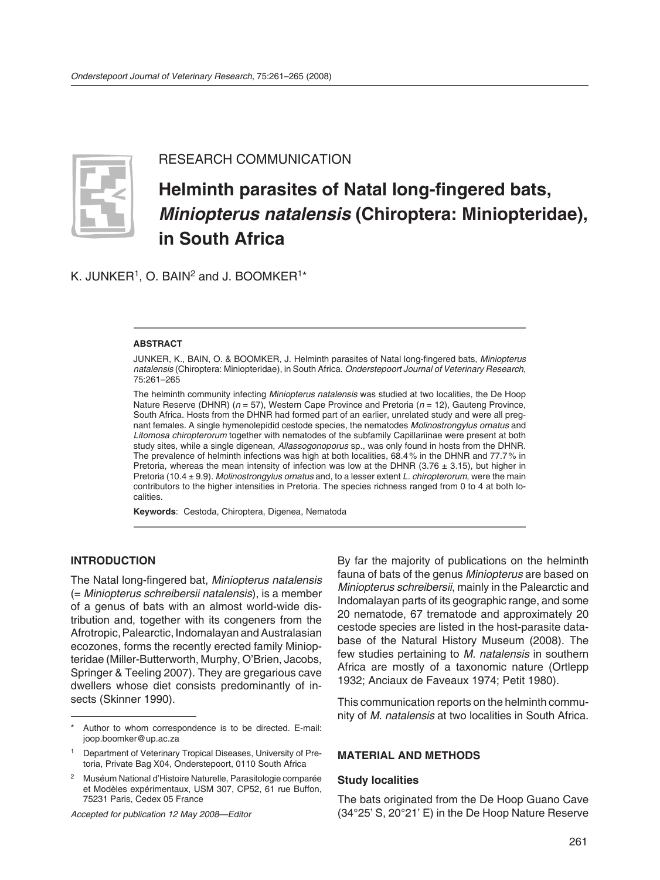RESEARCH COMMUNICATION

# Helminth parasites of Natal long-fingered bats, *Miniopterus natalensis* (Chiroptera: Miniopteridae), in South Africa

K. JUNKER[1], O. BAIN[2] and J. BOOMKER[1*]

**ABSTRACT**

JUNKER, K., BAIN, O. & BOOMKER, J. Helminth parasites of Natal long-fingered bats, *Miniopterus natalensis* (Chiroptera: Miniopteridae), in South Africa. *Onderstepoort Journal of Veterinary Research*, 75:261–265

The helminth community infecting *Miniopterus natalensis* was studied at two localities, the De Hoop Nature Reserve (DHNR) ($n = 57$), Western Cape Province and Pretoria ($n = 12$), Gauteng Province, South Africa. Hosts from the DHNR had formed part of an earlier, unrelated study and were all pregnant females. A single hymenolepidid cestode species, the nematodes *Molinostrongylus ornatus* and *Litomosa chiropterorum* together with nematodes of the subfamily Capillariinae were present at both study sites, while a single digenean, *Allassogonoporus* sp., was only found in hosts from the DHNR. The prevalence of helminth infections was high at both localities, 68.4 % in the DHNR and 77.7 % in Pretoria, whereas the mean intensity of infection was low at the DHNR (3.76 ± 3.15), but higher in Pretoria (10.4 ± 9.9). *Molinostrongylus ornatus* and, to a lesser extent *L. chiropterorum*, were the main contributors to the higher intensities in Pretoria. The species richness ranged from 0 to 4 at both localities.

**Keywords**: Cestoda, Chiroptera, Digenea, Nematoda

## INTRODUCTION

The Natal long-fingered bat, *Miniopterus natalensis* (= *Miniopterus schreibersii natalensis*), is a member of a genus of bats with an almost world-wide distribution and, together with its congeners from the Afrotropic, Palearctic, Indomalayan and Australasian ecozones, forms the recently erected family Miniopteridae (Miller-Butterworth, Murphy, O'Brien, Jacobs, Springer & Teeling 2007). They are gregarious cave dwellers whose diet consists predominantly of insects (Skinner 1990).

By far the majority of publications on the helminth fauna of bats of the genus *Miniopterus* are based on *Miniopterus schreibersii*, mainly in the Palearctic and Indomalayan parts of its geographic range, and some 20 nematode, 67 trematode and approximately 20 cestode species are listed in the host-parasite database of the Natural History Museum (2008). The few studies pertaining to *M. natalensis* in southern Africa are mostly of a taxonomic nature (Ortlepp 1932; Anciaux de Faveaux 1974; Petit 1980).

This communication reports on the helminth community of *M. natalensis* at two localities in South Africa.

## MATERIAL AND METHODS

### Study localities

The bats originated from the De Hoop Guano Cave (34°25' S, 20°21' E) in the De Hoop Nature Reserve

---

\* Author to whom correspondence is to be directed. E-mail: joop.boomker@up.ac.za

[1] Department of Veterinary Tropical Diseases, University of Pretoria, Private Bag X04, Onderstepoort, 0110 South Africa

[2] Muséum National d'Histoire Naturelle, Parasitologie comparée et Modèles expérimentaux, USM 307, CP52, 61 rue Buffon, 75231 Paris, Cedex 05 France

*Accepted for publication 12 May 2008—Editor*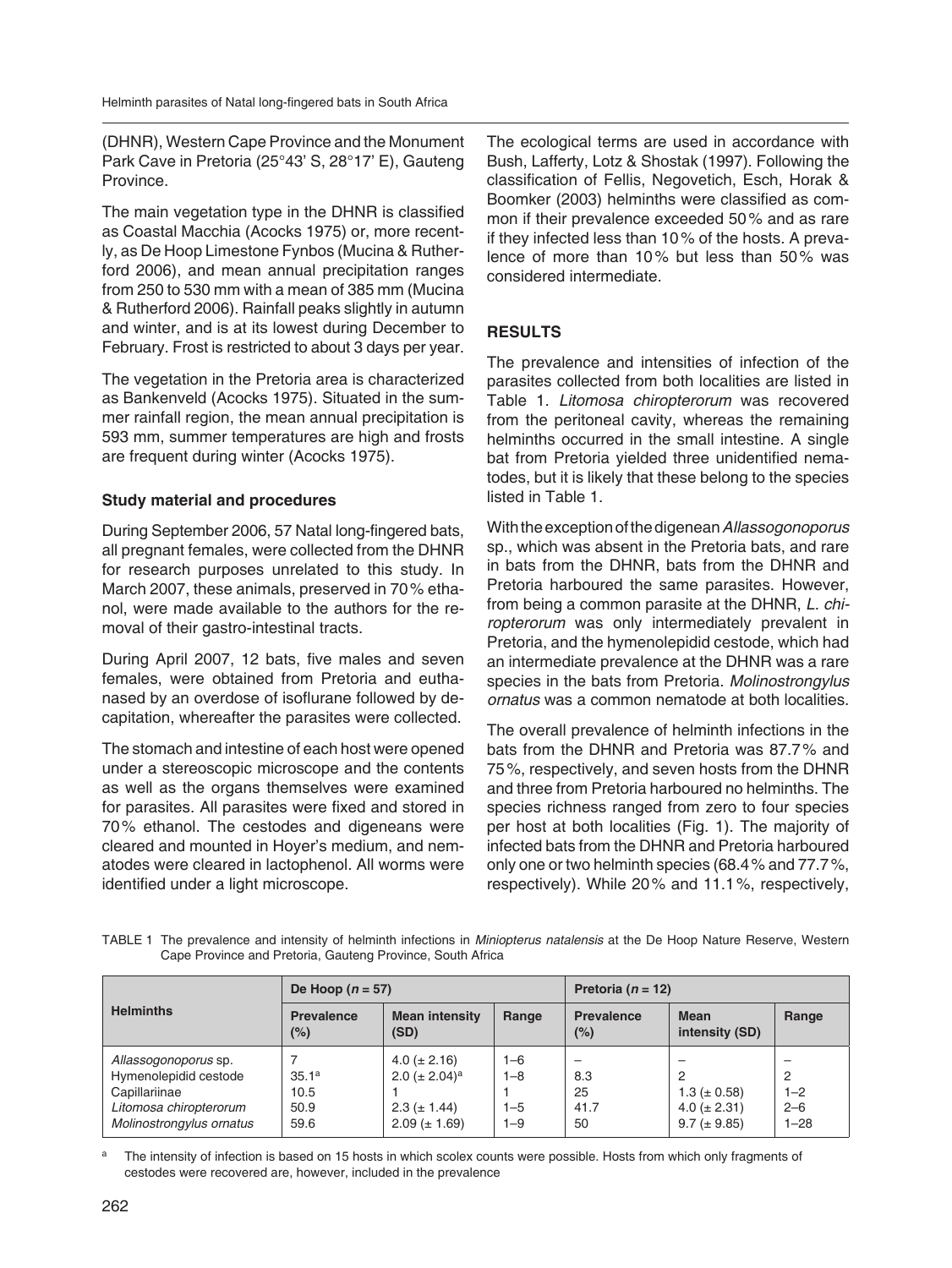(DHNR), Western Cape Province and the Monument Park Cave in Pretoria (25°43' S, 28°17' E), Gauteng Province.

The main vegetation type in the DHNR is classified as Coastal Macchia (Acocks 1975) or, more recently, as De Hoop Limestone Fynbos (Mucina & Rutherford 2006), and mean annual precipitation ranges from 250 to 530 mm with a mean of 385 mm (Mucina & Rutherford 2006). Rainfall peaks slightly in autumn and winter, and is at its lowest during December to February. Frost is restricted to about 3 days per year.

The vegetation in the Pretoria area is characterized as Bankenveld (Acocks 1975). Situated in the summer rainfall region, the mean annual precipitation is 593 mm, summer temperatures are high and frosts are frequent during winter (Acocks 1975).

### Study material and procedures

During September 2006, 57 Natal long-fingered bats, all pregnant females, were collected from the DHNR for research purposes unrelated to this study. In March 2007, these animals, preserved in 70 % ethanol, were made available to the authors for the removal of their gastro-intestinal tracts.

During April 2007, 12 bats, five males and seven females, were obtained from Pretoria and euthanased by an overdose of isoflurane followed by decapitation, whereafter the parasites were collected.

The stomach and intestine of each host were opened under a stereoscopic microscope and the contents as well as the organs themselves were examined for parasites. All parasites were fixed and stored in 70 % ethanol. The cestodes and digeneans were cleared and mounted in Hoyer's medium, and nematodes were cleared in lactophenol. All worms were identified under a light microscope.

The ecological terms are used in accordance with Bush, Lafferty, Lotz & Shostak (1997). Following the classification of Fellis, Negovetich, Esch, Horak & Boomker (2003) helminths were classified as common if their prevalence exceeded 50 % and as rare if they infected less than 10 % of the hosts. A prevalence of more than 10 % but less than 50 % was considered intermediate.

## RESULTS

The prevalence and intensities of infection of the parasites collected from both localities are listed in Table 1. *Litomosa chiropterorum* was recovered from the peritoneal cavity, whereas the remaining helminths occurred in the small intestine. A single bat from Pretoria yielded three unidentified nematodes, but it is likely that these belong to the species listed in Table 1.

With the exception of the digenean *Allassogonoporus* sp., which was absent in the Pretoria bats, and rare in bats from the DHNR, bats from the DHNR and Pretoria harboured the same parasites. However, from being a common parasite at the DHNR, *L. chiropterorum* was only intermediately prevalent in Pretoria, and the hymenolepidid cestode, which had an intermediate prevalence at the DHNR was a rare species in the bats from Pretoria. *Molinostrongylus ornatus* was a common nematode at both localities.

The overall prevalence of helminth infections in the bats from the DHNR and Pretoria was 87.7 % and 75 %, respectively, and seven hosts from the DHNR and three from Pretoria harboured no helminths. The species richness ranged from zero to four species per host at both localities (Fig. 1). The majority of infected bats from the DHNR and Pretoria harboured only one or two helminth species (68.4 % and 77.7 %, respectively). While 20 % and 11.1 %, respectively,

TABLE 1 The prevalence and intensity of helminth infections in *Miniopterus natalensis* at the De Hoop Nature Reserve, Western Cape Province and Pretoria, Gauteng Province, South Africa

| Helminths | De Hoop ($n$ = 57) | | | Pretoria ($n$ = 12) | | |
|---|---|---|---|---|---|---|
| | Prevalence (%) | Mean intensity (SD) | Range | Prevalence (%) | Mean intensity (SD) | Range |
| *Allassogonoporus* sp. | 7 | 4.0 (± 2.16) | 1–6 | – | – | – |
| Hymenolepidid cestode | 35.1[a] | 2.0 (± 2.04)[a] | 1–8 | 8.3 | 2 | 2 |
| Capillariinae | 10.5 | 1 | 1 | 25 | 1.3 (± 0.58) | 1–2 |
| *Litomosa chiropterorum* | 50.9 | 2.3 (± 1.44) | 1–5 | 41.7 | 4.0 (± 2.31) | 2–6 |
| *Molinostrongylus ornatus* | 59.6 | 2.09 (± 1.69) | 1–9 | 50 | 9.7 (± 9.85) | 1–28 |

[a] The intensity of infection is based on 15 hosts in which scolex counts were possible. Hosts from which only fragments of cestodes were recovered are, however, included in the prevalence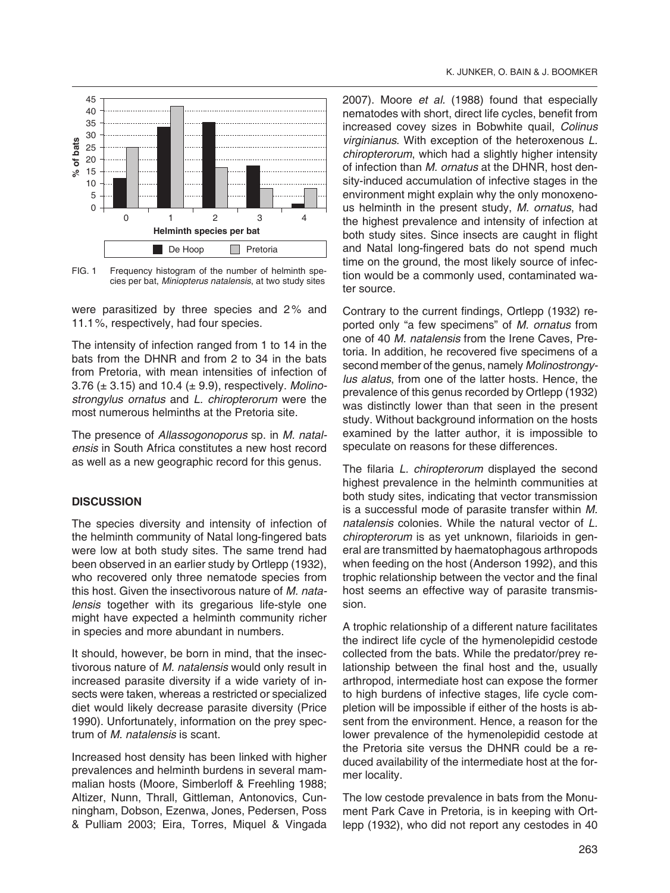FIG. 1 Frequency histogram of the number of helminth species per bat, *Miniopterus natalensis*, at two study sites

were parasitized by three species and 2% and 11.1%, respectively, had four species.

The intensity of infection ranged from 1 to 14 in the bats from the DHNR and from 2 to 34 in the bats from Pretoria, with mean intensities of infection of 3.76 (± 3.15) and 10.4 (± 9.9), respectively. *Molinostrongylus ornatus* and *L. chiropterorum* were the most numerous helminths at the Pretoria site.

The presence of *Allassogonoporus* sp. in *M. natalensis* in South Africa constitutes a new host record as well as a new geographic record for this genus.

## DISCUSSION

The species diversity and intensity of infection of the helminth community of Natal long-fingered bats were low at both study sites. The same trend had been observed in an earlier study by Ortlepp (1932), who recovered only three nematode species from this host. Given the insectivorous nature of *M. natalensis* together with its gregarious life-style one might have expected a helminth community richer in species and more abundant in numbers.

It should, however, be born in mind, that the insectivorous nature of *M. natalensis* would only result in increased parasite diversity if a wide variety of insects were taken, whereas a restricted or specialized diet would likely decrease parasite diversity (Price 1990). Unfortunately, information on the prey spectrum of *M. natalensis* is scant.

Increased host density has been linked with higher prevalences and helminth burdens in several mammalian hosts (Moore, Simberloff & Freehling 1988; Altizer, Nunn, Thrall, Gittleman, Antonovics, Cunningham, Dobson, Ezenwa, Jones, Pedersen, Poss & Pulliam 2003; Eira, Torres, Miquel & Vingada 2007). Moore *et al.* (1988) found that especially nematodes with short, direct life cycles, benefit from increased covey sizes in Bobwhite quail, *Colinus virginianus*. With exception of the heteroxenous *L. chiropterorum*, which had a slightly higher intensity of infection than *M. ornatus* at the DHNR, host density-induced accumulation of infective stages in the environment might explain why the only monoxenous helminth in the present study, *M. ornatus*, had the highest prevalence and intensity of infection at both study sites. Since insects are caught in flight and Natal long-fingered bats do not spend much time on the ground, the most likely source of infection would be a commonly used, contaminated water source.

Contrary to the current findings, Ortlepp (1932) reported only "a few specimens" of *M. ornatus* from one of 40 *M. natalensis* from the Irene Caves, Pretoria. In addition, he recovered five specimens of a second member of the genus, namely *Molinostrongylus alatus*, from one of the latter hosts. Hence, the prevalence of this genus recorded by Ortlepp (1932) was distinctly lower than that seen in the present study. Without background information on the hosts examined by the latter author, it is impossible to speculate on reasons for these differences.

The filaria *L. chiropterorum* displayed the second highest prevalence in the helminth communities at both study sites, indicating that vector transmission is a successful mode of parasite transfer within *M. natalensis* colonies. While the natural vector of *L. chiropterorum* is as yet unknown, filarioids in general are transmitted by haematophagous arthropods when feeding on the host (Anderson 1992), and this trophic relationship between the vector and the final host seems an effective way of parasite transmission.

A trophic relationship of a different nature facilitates the indirect life cycle of the hymenolepidid cestode collected from the bats. While the predator/prey relationship between the final host and the, usually arthropod, intermediate host can expose the former to high burdens of infective stages, life cycle completion will be impossible if either of the hosts is absent from the environment. Hence, a reason for the lower prevalence of the hymenolepidid cestode at the Pretoria site versus the DHNR could be a reduced availability of the intermediate host at the former locality.

The low cestode prevalence in bats from the Monument Park Cave in Pretoria, is in keeping with Ortlepp (1932), who did not report any cestodes in 40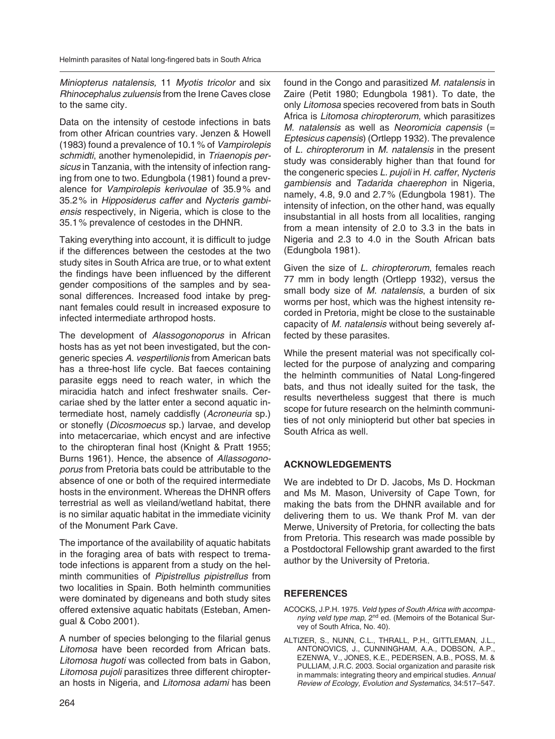*Miniopterus natalensis,* 11 *Myotis tricolor* and six *Rhinocephalus zuluensis* from the Irene Caves close to the same city.

Data on the intensity of cestode infections in bats from other African countries vary. Jenzen & Howell (1983) found a prevalence of 10.1% of *Vampirolepis schmidti*, another hymenolepidid, in *Triaenopis persicus* in Tanzania, with the intensity of infection ranging from one to two. Edungbola (1981) found a prevalence for *Vampirolepis kerivoulae* of 35.9% and 35.2% in *Hipposiderus caffer* and *Nycteris gambiensis* respectively, in Nigeria, which is close to the 35.1% prevalence of cestodes in the DHNR.

Taking everything into account, it is difficult to judge if the differences between the cestodes at the two study sites in South Africa are true, or to what extent the findings have been influenced by the different gender compositions of the samples and by seasonal differences. Increased food intake by pregnant females could result in increased exposure to infected intermediate arthropod hosts.

The development of *Alassogonoporus* in African hosts has as yet not been investigated, but the congeneric species *A. vespertilionis* from American bats has a three-host life cycle. Bat faeces containing parasite eggs need to reach water, in which the miracidia hatch and infect freshwater snails. Cercariae shed by the latter enter a second aquatic intermediate host, namely caddisfly (*Acroneuria* sp.) or stonefly (*Dicosmoecus* sp.) larvae, and develop into metacercariae, which encyst and are infective to the chiropteran final host (Knight & Pratt 1955; Burns 1961). Hence, the absence of *Allassogonoporus* from Pretoria bats could be attributable to the absence of one or both of the required intermediate hosts in the environment. Whereas the DHNR offers terrestrial as well as vleiland/wetland habitat, there is no similar aquatic habitat in the immediate vicinity of the Monument Park Cave.

The importance of the availability of aquatic habitats in the foraging area of bats with respect to trematode infections is apparent from a study on the helminth communities of *Pipistrellus pipistrellus* from two localities in Spain. Both helminth communities were dominated by digeneans and both study sites offered extensive aquatic habitats (Esteban, Amengual & Cobo 2001).

A number of species belonging to the filarial genus *Litomosa* have been recorded from African bats. *Litomosa hugoti* was collected from bats in Gabon, *Litomosa pujoli* parasitizes three different chiropteran hosts in Nigeria, and *Litomosa adami* has been found in the Congo and parasitized *M. natalensis* in Zaire (Petit 1980; Edungbola 1981). To date, the only *Litomosa* species recovered from bats in South Africa is *Litomosa chiropterorum*, which parasitizes *M. natalensis* as well as *Neoromicia capensis* (= *Eptesicus capensis*) (Ortlepp 1932). The prevalence of *L. chiropterorum* in *M. natalensis* in the present study was considerably higher than that found for the congeneric species *L. pujoli* in *H. caffer*, *Nycteris gambiensis* and *Tadarida chaerephon* in Nigeria, namely, 4.8, 9.0 and 2.7% (Edungbola 1981). The intensity of infection, on the other hand, was equally insubstantial in all hosts from all localities, ranging from a mean intensity of 2.0 to 3.3 in the bats in Nigeria and 2.3 to 4.0 in the South African bats (Edungbola 1981).

Given the size of *L. chiropterorum*, females reach 77 mm in body length (Ortlepp 1932), versus the small body size of *M. natalensis*, a burden of six worms per host, which was the highest intensity recorded in Pretoria, might be close to the sustainable capacity of *M. natalensis* without being severely affected by these parasites.

While the present material was not specifically collected for the purpose of analyzing and comparing the helminth communities of Natal Long-fingered bats, and thus not ideally suited for the task, the results nevertheless suggest that there is much scope for future research on the helminth communities of not only miniopterid but other bat species in South Africa as well.

## ACKNOWLEDGEMENTS

We are indebted to Dr D. Jacobs, Ms D. Hockman and Ms M. Mason, University of Cape Town, for making the bats from the DHNR available and for delivering them to us. We thank Prof M. van der Merwe, University of Pretoria, for collecting the bats from Pretoria. This research was made possible by a Postdoctoral Fellowship grant awarded to the first author by the University of Pretoria.

## REFERENCES

ACOCKS, J.P.H. 1975. *Veld types of South Africa with accompanying veld type map*, 2nd ed. (Memoirs of the Botanical Survey of South Africa, No. 40).

ALTIZER, S., NUNN, C.L., THRALL, P.H., GITTLEMAN, J.L., ANTONOVICS, J., CUNNINGHAM, A.A., DOBSON, A.P., EZENWA, V., JONES, K.E., PEDERSEN, A.B., POSS, M. & PULLIAM, J.R.C. 2003. Social organization and parasite risk in mammals: integrating theory and empirical studies. *Annual Review of Ecology, Evolution and Systematics*, 34:517–547.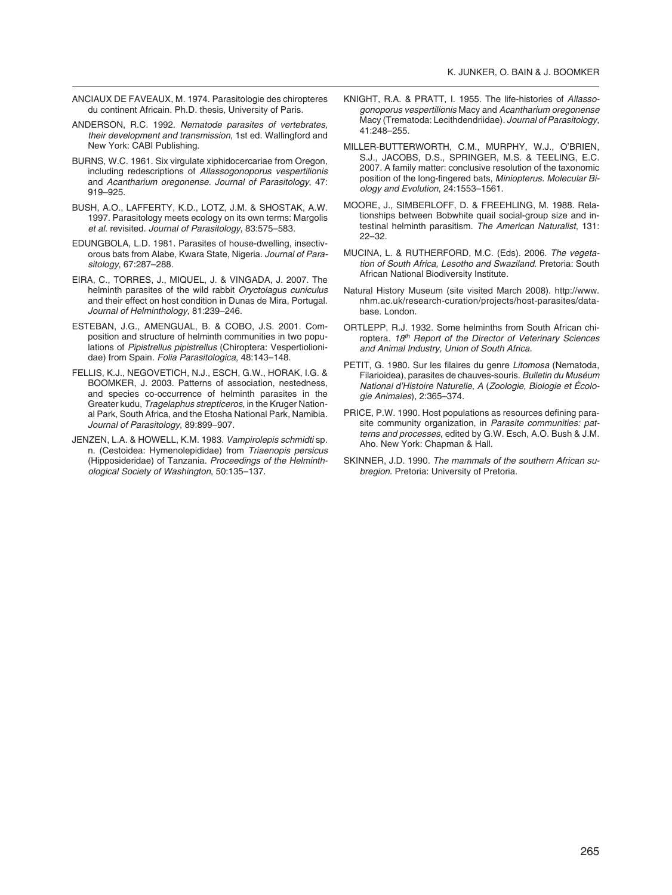ANCIAUX DE FAVEAUX, M. 1974. Parasitologie des chiropteres du continent Africain. Ph.D. thesis, University of Paris.

ANDERSON, R.C. 1992. *Nematode parasites of vertebrates, their development and transmission*, 1st ed. Wallingford and New York: CABI Publishing.

BURNS, W.C. 1961. Six virgulate xiphidocercariae from Oregon, including redescriptions of *Allassogonoporus vespertilionis* and *Acantharium oregonense*. *Journal of Parasitology*, 47: 919–925.

BUSH, A.O., LAFFERTY, K.D., LOTZ, J.M. & SHOSTAK, A.W. 1997. Parasitology meets ecology on its own terms: Margolis *et al.* revisited. *Journal of Parasitology*, 83:575–583.

EDUNGBOLA, L.D. 1981. Parasites of house-dwelling, insectivorous bats from Alabe, Kwara State, Nigeria. *Journal of Parasitology*, 67:287–288.

EIRA, C., TORRES, J., MIQUEL, J. & VINGADA, J. 2007. The helminth parasites of the wild rabbit *Oryctolagus cuniculus* and their effect on host condition in Dunas de Mira, Portugal. *Journal of Helminthology*, 81:239–246.

ESTEBAN, J.G., AMENGUAL, B. & COBO, J.S. 2001. Composition and structure of helminth communities in two populations of *Pipistrellus pipistrellus* (Chiroptera: Vespertilionidae) from Spain. *Folia Parasitologica*, 48:143–148.

FELLIS, K.J., NEGOVETICH, N.J., ESCH, G.W., HORAK, I.G. & BOOMKER, J. 2003. Patterns of association, nestedness, and species co-occurrence of helminth parasites in the Greater kudu, *Tragelaphus strepticeros*, in the Kruger National Park, South Africa, and the Etosha National Park, Namibia. *Journal of Parasitology*, 89:899–907.

JENZEN, L.A. & HOWELL, K.M. 1983. *Vampirolepis schmidti* sp. n. (Cestoidea: Hymenolepididae) from *Triaenopis persicus* (Hipposideridae) of Tanzania. *Proceedings of the Helminthological Society of Washington*, 50:135–137.

KNIGHT, R.A. & PRATT, I. 1955. The life-histories of *Allassogonoporus vespertilionis* Macy and *Acantharium oregonense* Macy (Trematoda: Lecithdendriidae). *Journal of Parasitology*, 41:248–255.

MILLER-BUTTERWORTH, C.M., MURPHY, W.J., O'BRIEN, S.J., JACOBS, D.S., SPRINGER, M.S. & TEELING, E.C. 2007. A family matter: conclusive resolution of the taxonomic position of the long-fingered bats, *Miniopterus*. *Molecular Biology and Evolution*, 24:1553–1561.

MOORE, J., SIMBERLOFF, D. & FREEHLING, M. 1988. Relationships between Bobwhite quail social-group size and intestinal helminth parasitism. *The American Naturalist*, 131: 22–32.

MUCINA, L. & RUTHERFORD, M.C. (Eds). 2006. *The vegetation of South Africa, Lesotho and Swaziland*. Pretoria: South African National Biodiversity Institute.

Natural History Museum (site visited March 2008). http://www.nhm.ac.uk/research-curation/projects/host-parasites/database. London.

ORTLEPP, R.J. 1932. Some helminths from South African chiroptera. *18th Report of the Director of Veterinary Sciences and Animal Industry, Union of South Africa*.

PETIT, G. 1980. Sur les filaires du genre *Litomosa* (Nematoda, Filarioidea), parasites de chauves-souris. *Bulletin du Muséum National d'Histoire Naturelle*, *A* (*Zoologie*, *Biologie et Écologie Animales*), 2:365–374.

PRICE, P.W. 1990. Host populations as resources defining parasite community organization, in *Parasite communities: patterns and processes*, edited by G.W. Esch, A.O. Bush & J.M. Aho. New York: Chapman & Hall.

SKINNER, J.D. 1990. *The mammals of the southern African subregion*. Pretoria: University of Pretoria.